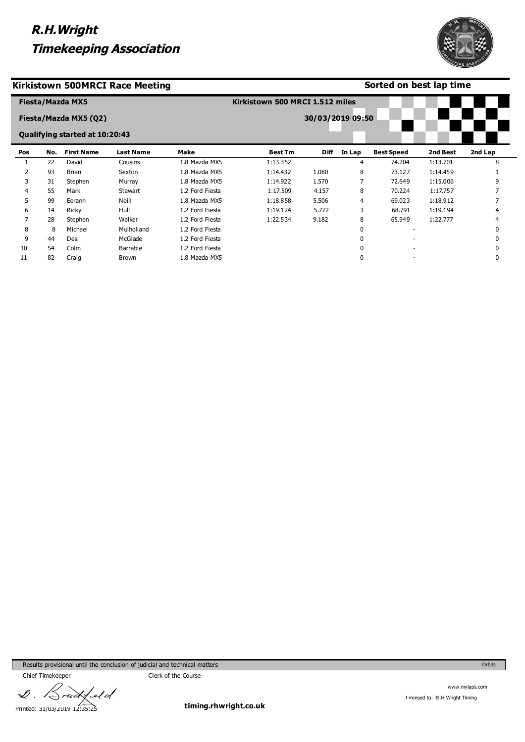# R.H.Wright Timekeeping Association

## Kirkistown 500MRCI Race Meeting

**Sorted on best lap time**

**Fiesta/Mazda MX5**

**Kirkistown 500 MRCI 1.512 miles**

**Fiesta/Mazda MX5 (Q2)**

**30/03/2019 09:50**

**Qualifying started at 10:20:43**

| Pos | No. | First Name | Last Name | Make | Best Tm | Diff | In Lap | Best Speed | 2nd Best | 2nd Lap |
|---|---|---|---|---|---|---|---|---|---|---|
| 1 | 22 | David | Cousins | 1.8 Mazda MX5 | 1:13.352 | | 4 | 74.204 | 1:13.701 | 8 |
| 2 | 93 | Brian | Sexton | 1.8 Mazda MX5 | 1:14.432 | 1.080 | 8 | 73.127 | 1:14.459 | 1 |
| 3 | 31 | Stephen | Murray | 1.8 Mazda MX5 | 1:14.922 | 1.570 | 7 | 72.649 | 1:15.006 | 9 |
| 4 | 55 | Mark | Stewart | 1.2 Ford Fiesta | 1:17.509 | 4.157 | 8 | 70.224 | 1:17.757 | 7 |
| 5 | 99 | Eorann | Neill | 1.8 Mazda MX5 | 1:18.858 | 5.506 | 4 | 69.023 | 1:18.912 | 7 |
| 6 | 14 | Ricky | Hull | 1.2 Ford Fiesta | 1:19.124 | 5.772 | 3 | 68.791 | 1:19.194 | 4 |
| 7 | 28 | Stephen | Walker | 1.2 Ford Fiesta | 1:22.534 | 9.182 | 8 | 65.949 | 1:22.777 | 4 |
| 8 | 8 | Michael | Mulholland | 1.2 Ford Fiesta | | | 0 | - | | 0 |
| 9 | 44 | Desi | McGlade | 1.2 Ford Fiesta | | | 0 | - | | 0 |
| 10 | 54 | Colm | Barrable | 1.2 Ford Fiesta | | | 0 | - | | 0 |
| 11 | 82 | Craig | Brown | 1.8 Mazda MX5 | | | 0 | - | | 0 |

Results provisional until the conclusion of judicial and technical matters

Orbits

Chief Timekeeper

Clerk of the Course

D. Bradfield

Printed: 31/03/2019 12:35:25

timing.rhwright.co.uk

www.mylaps.com

Licensed to: R.H.Wright Timing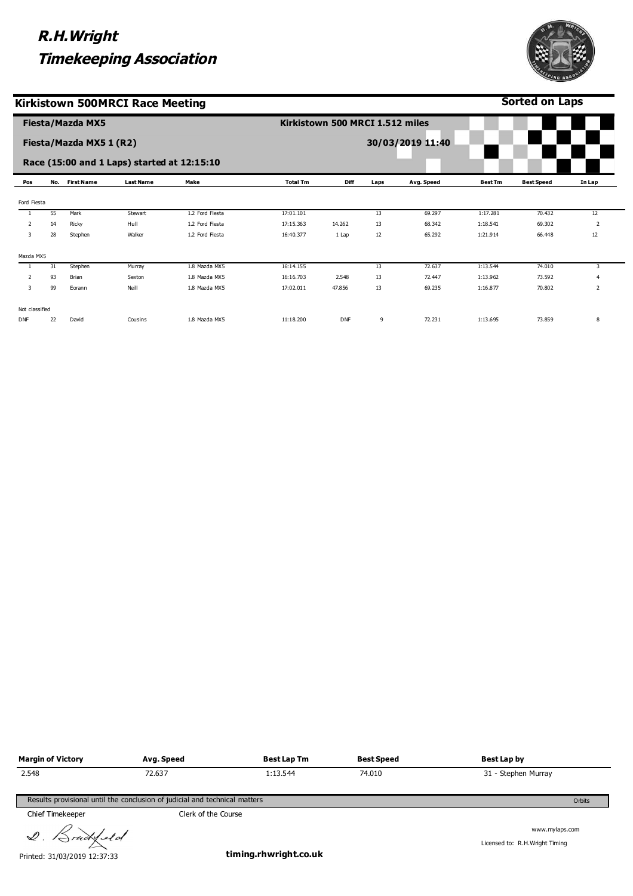# R.H.Wright Timekeeping Association

## Kirkistown 500MRCI Race Meeting

**Sorted on Laps**

**Fiesta/Mazda MX5**

**Fiesta/Mazda MX5 1 (R2)**

**Race (15:00 and 1 Laps) started at 12:15:10**

**Kirkistown 500 MRCI 1.512 miles**

**30/03/2019 11:40**

| Pos | No. | First Name | Last Name | Make | Total Tm | Diff | Laps | Avg. Speed | Best Tm | Best Speed | In Lap |
|---|---|---|---|---|---|---|---|---|---|---|---|
| Ford Fiesta | | | | | | | | | | | |
| 1 | 55 | Mark | Stewart | 1.2 Ford Fiesta | 17:01.101 | | 13 | 69.297 | 1:17.281 | 70.432 | 12 |
| 2 | 14 | Ricky | Hull | 1.2 Ford Fiesta | 17:15.363 | 14.262 | 13 | 68.342 | 1:18.541 | 69.302 | 2 |
| 3 | 28 | Stephen | Walker | 1.2 Ford Fiesta | 16:40.377 | 1 Lap | 12 | 65.292 | 1:21.914 | 66.448 | 12 |
| Mazda MX5 | | | | | | | | | | | |
| 1 | 31 | Stephen | Murray | 1.8 Mazda MX5 | 16:14.155 | | 13 | 72.637 | 1:13.544 | 74.010 | 3 |
| 2 | 93 | Brian | Sexton | 1.8 Mazda MX5 | 16:16.703 | 2.548 | 13 | 72.447 | 1:13.962 | 73.592 | 4 |
| 3 | 99 | Eorann | Neill | 1.8 Mazda MX5 | 17:02.011 | 47.856 | 13 | 69.235 | 1:16.877 | 70.802 | 2 |
| Not classified | | | | | | | | | | | |
| DNF | 22 | David | Cousins | 1.8 Mazda MX5 | 11:18.200 | DNF | 9 | 72.231 | 1:13.695 | 73.859 | 8 |

| Margin of Victory | Avg. Speed | Best Lap Tm | Best Speed | Best Lap by |
|---|---|---|---|---|
| 2.548 | 72.637 | 1:13.544 | 74.010 | 31 - Stephen Murray |

Results provisional until the conclusion of judicial and technical matters

Orbits

Chief Timekeeper

Clerk of the Course

D. Bradfield

www.mylaps.com

Licensed to: R.H.Wright Timing

Printed: 31/03/2019 12:37:33

timing.rhwright.co.uk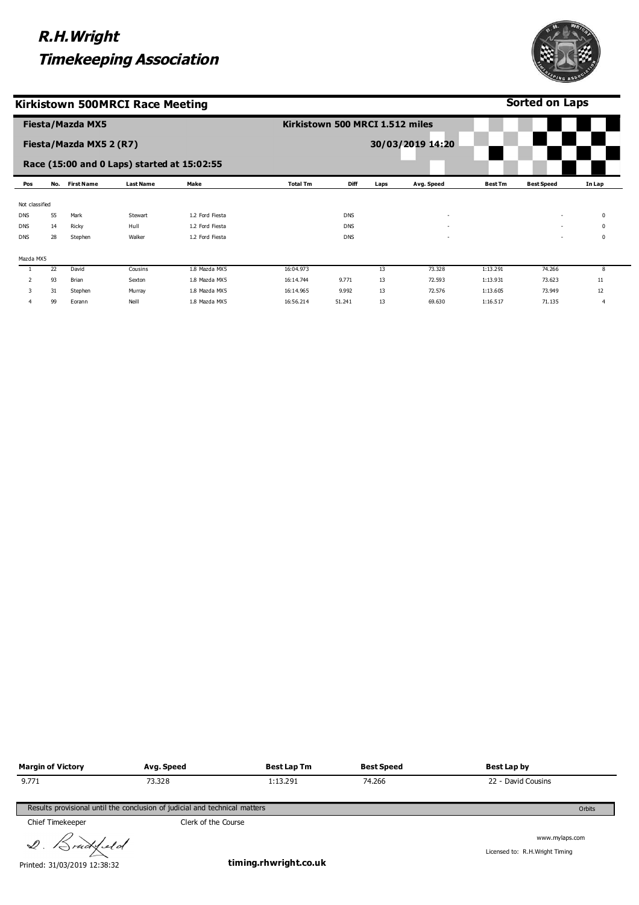# R.H.Wright Timekeeping Association

## Kirkistown 500MRCI Race Meeting

**Sorted on Laps**

### Fiesta/Mazda MX5

**Kirkistown 500 MRCI 1.512 miles**

### Fiesta/Mazda MX5 2 (R7)

**30/03/2019 14:20**

### Race (15:00 and 0 Laps) started at 15:02:55

| Pos | No. | First Name | Last Name | Make | Total Tm | Diff | Laps | Avg. Speed | Best Tm | Best Speed | In Lap |
|---|---|---|---|---|---|---|---|---|---|---|---|
| Not classified | | | | | | | | | | | |
| DNS | 55 | Mark | Stewart | 1.2 Ford Fiesta | | DNS | | - | | - | 0 |
| DNS | 14 | Ricky | Hull | 1.2 Ford Fiesta | | DNS | | - | | - | 0 |
| DNS | 28 | Stephen | Walker | 1.2 Ford Fiesta | | DNS | | - | | - | 0 |
| Mazda MX5 | | | | | | | | | | | |
| 1 | 22 | David | Cousins | 1.8 Mazda MX5 | 16:04.973 | | 13 | 73.328 | 1:13.291 | 74.266 | 8 |
| 2 | 93 | Brian | Sexton | 1.8 Mazda MX5 | 16:14.744 | 9.771 | 13 | 72.593 | 1:13.931 | 73.623 | 11 |
| 3 | 31 | Stephen | Murray | 1.8 Mazda MX5 | 16:14.965 | 9.992 | 13 | 72.576 | 1:13.605 | 73.949 | 12 |
| 4 | 99 | Eorann | Neill | 1.8 Mazda MX5 | 16:56.214 | 51.241 | 13 | 69.630 | 1:16.517 | 71.135 | 4 |

| Margin of Victory | Avg. Speed | Best Lap Tm | Best Speed | Best Lap by |
|---|---|---|---|---|
| 9.771 | 73.328 | 1:13.291 | 74.266 | 22 - David Cousins |

Results provisional until the conclusion of judicial and technical matters

Orbits

Chief Timekeeper — D. Bradfield

Clerk of the Course

www.mylaps.com

Licensed to: R.H.Wright Timing

Printed: 31/03/2019 12:38:32

**timing.rhwright.co.uk**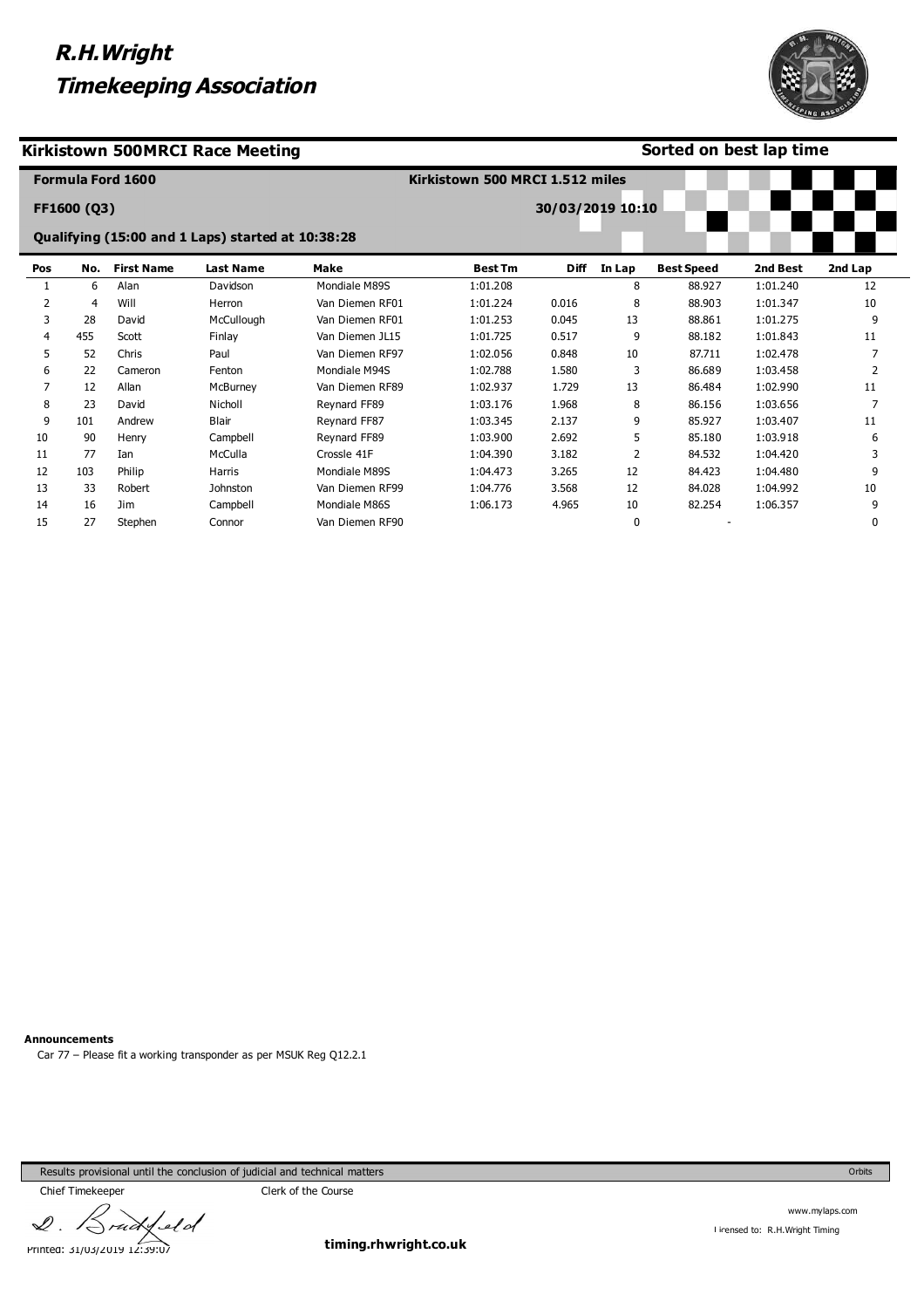# R.H.Wright Timekeeping Association

## Kirkistown 500MRCI Race Meeting

**Sorted on best lap time**

**Formula Ford 1600**

**Kirkistown 500 MRCI 1.512 miles**

**FF1600 (Q3)**

**30/03/2019 10:10**

**Qualifying (15:00 and 1 Laps) started at 10:38:28**

| Pos | No. | First Name | Last Name | Make | Best Tm | Diff | In Lap | Best Speed | 2nd Best | 2nd Lap |
|---|---|---|---|---|---|---|---|---|---|---|
| 1 | 6 | Alan | Davidson | Mondiale M89S | 1:01.208 | | 8 | 88.927 | 1:01.240 | 12 |
| 2 | 4 | Will | Herron | Van Diemen RF01 | 1:01.224 | 0.016 | 8 | 88.903 | 1:01.347 | 10 |
| 3 | 28 | David | McCullough | Van Diemen RF01 | 1:01.253 | 0.045 | 13 | 88.861 | 1:01.275 | 9 |
| 4 | 455 | Scott | Finlay | Van Diemen JL15 | 1:01.725 | 0.517 | 9 | 88.182 | 1:01.843 | 11 |
| 5 | 52 | Chris | Paul | Van Diemen RF97 | 1:02.056 | 0.848 | 10 | 87.711 | 1:02.478 | 7 |
| 6 | 22 | Cameron | Fenton | Mondiale M94S | 1:02.788 | 1.580 | 3 | 86.689 | 1:03.458 | 2 |
| 7 | 12 | Allan | McBurney | Van Diemen RF89 | 1:02.937 | 1.729 | 13 | 86.484 | 1:02.990 | 11 |
| 8 | 23 | David | Nicholl | Reynard FF89 | 1:03.176 | 1.968 | 8 | 86.156 | 1:03.656 | 7 |
| 9 | 101 | Andrew | Blair | Reynard FF87 | 1:03.345 | 2.137 | 9 | 85.927 | 1:03.407 | 11 |
| 10 | 90 | Henry | Campbell | Reynard FF89 | 1:03.900 | 2.692 | 5 | 85.180 | 1:03.918 | 6 |
| 11 | 77 | Ian | McCulla | Crossle 41F | 1:04.390 | 3.182 | 2 | 84.532 | 1:04.420 | 3 |
| 12 | 103 | Philip | Harris | Mondiale M89S | 1:04.473 | 3.265 | 12 | 84.423 | 1:04.480 | 9 |
| 13 | 33 | Robert | Johnston | Van Diemen RF99 | 1:04.776 | 3.568 | 12 | 84.028 | 1:04.992 | 10 |
| 14 | 16 | Jim | Campbell | Mondiale M86S | 1:06.173 | 4.965 | 10 | 82.254 | 1:06.357 | 9 |
| 15 | 27 | Stephen | Connor | Van Diemen RF90 | | | 0 | - | | 0 |

**Announcements**

Car 77 – Please fit a working transponder as per MSUK Reg Q12.2.1

Results provisional until the conclusion of judicial and technical matters

Orbits

Chief Timekeeper

Clerk of the Course

D. Bradfield

Printed: 31/03/2019 12:39:07

timing.rhwright.co.uk

www.mylaps.com

Licensed to: R.H.Wright Timing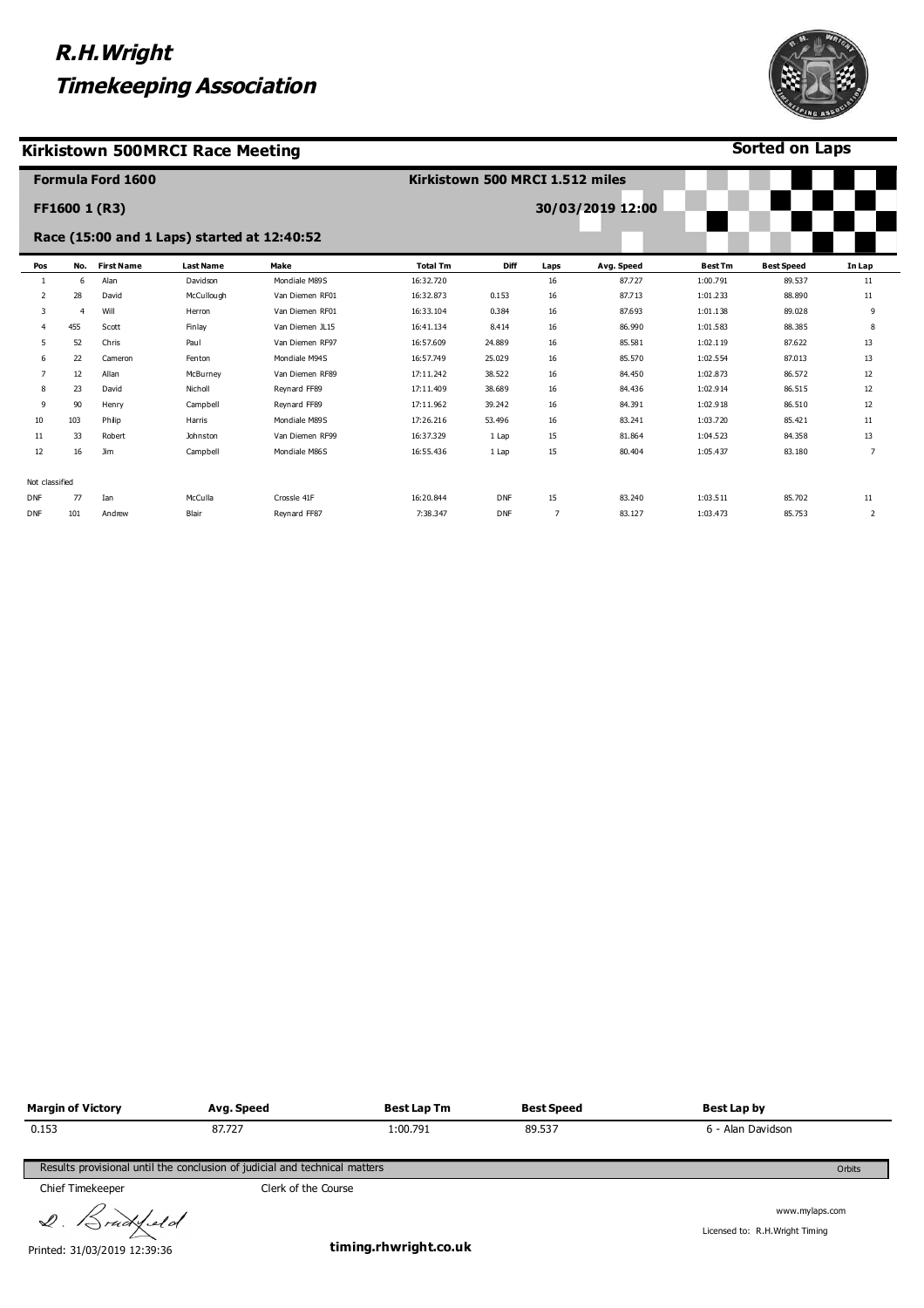# R.H.Wright
# Timekeeping Association

## Kirkistown 500MRCI Race Meeting

**Sorted on Laps**

**Formula Ford 1600** — **Kirkistown 500 MRCI 1.512 miles**

**FF1600 1 (R3)** — **30/03/2019 12:00**

**Race (15:00 and 1 Laps) started at 12:40:52**

| Pos | No. | First Name | Last Name | Make | Total Tm | Diff | Laps | Avg. Speed | Best Tm | Best Speed | In Lap |
|---|---|---|---|---|---|---|---|---|---|---|---|
| 1 | 6 | Alan | Davidson | Mondiale M89S | 16:32.720 | | 16 | 87.727 | 1:00.791 | 89.537 | 11 |
| 2 | 28 | David | McCullough | Van Diemen RF01 | 16:32.873 | 0.153 | 16 | 87.713 | 1:01.233 | 88.890 | 11 |
| 3 | 4 | Will | Herron | Van Diemen RF01 | 16:33.104 | 0.384 | 16 | 87.693 | 1:01.138 | 89.028 | 9 |
| 4 | 455 | Scott | Finlay | Van Diemen JL15 | 16:41.134 | 8.414 | 16 | 86.990 | 1:01.583 | 88.385 | 8 |
| 5 | 52 | Chris | Paul | Van Diemen RF97 | 16:57.609 | 24.889 | 16 | 85.581 | 1:02.119 | 87.622 | 13 |
| 6 | 22 | Cameron | Fenton | Mondiale M94S | 16:57.749 | 25.029 | 16 | 85.570 | 1:02.554 | 87.013 | 13 |
| 7 | 12 | Allan | McBurney | Van Diemen RF89 | 17:11.242 | 38.522 | 16 | 84.450 | 1:02.873 | 86.572 | 12 |
| 8 | 23 | David | Nicholl | Reynard FF89 | 17:11.409 | 38.689 | 16 | 84.436 | 1:02.914 | 86.515 | 12 |
| 9 | 90 | Henry | Campbell | Reynard FF89 | 17:11.962 | 39.242 | 16 | 84.391 | 1:02.918 | 86.510 | 12 |
| 10 | 103 | Philip | Harris | Mondiale M89S | 17:26.216 | 53.496 | 16 | 83.241 | 1:03.720 | 85.421 | 11 |
| 11 | 33 | Robert | Johnston | Van Diemen RF99 | 16:37.329 | 1 Lap | 15 | 81.864 | 1:04.523 | 84.358 | 13 |
| 12 | 16 | Jim | Campbell | Mondiale M86S | 16:55.436 | 1 Lap | 15 | 80.404 | 1:05.437 | 83.180 | 7 |
| Not classified | | | | | | | | | | | |
| DNF | 77 | Ian | McCulla | Crossle 41F | 16:20.844 | DNF | 15 | 83.240 | 1:03.511 | 85.702 | 11 |
| DNF | 101 | Andrew | Blair | Reynard FF87 | 7:38.347 | DNF | 7 | 83.127 | 1:03.473 | 85.753 | 2 |

| Margin of Victory | Avg. Speed | Best Lap Tm | Best Speed | Best Lap by |
|---|---|---|---|---|
| 0.153 | 87.727 | 1:00.791 | 89.537 | 6 - Alan Davidson |

Results provisional until the conclusion of judicial and technical matters

Orbits

Chief Timekeeper — Clerk of the Course

D. Bradfield

www.mylaps.com

Licensed to: R.H.Wright Timing

Printed: 31/03/2019 12:39:36

**timing.rhwright.co.uk**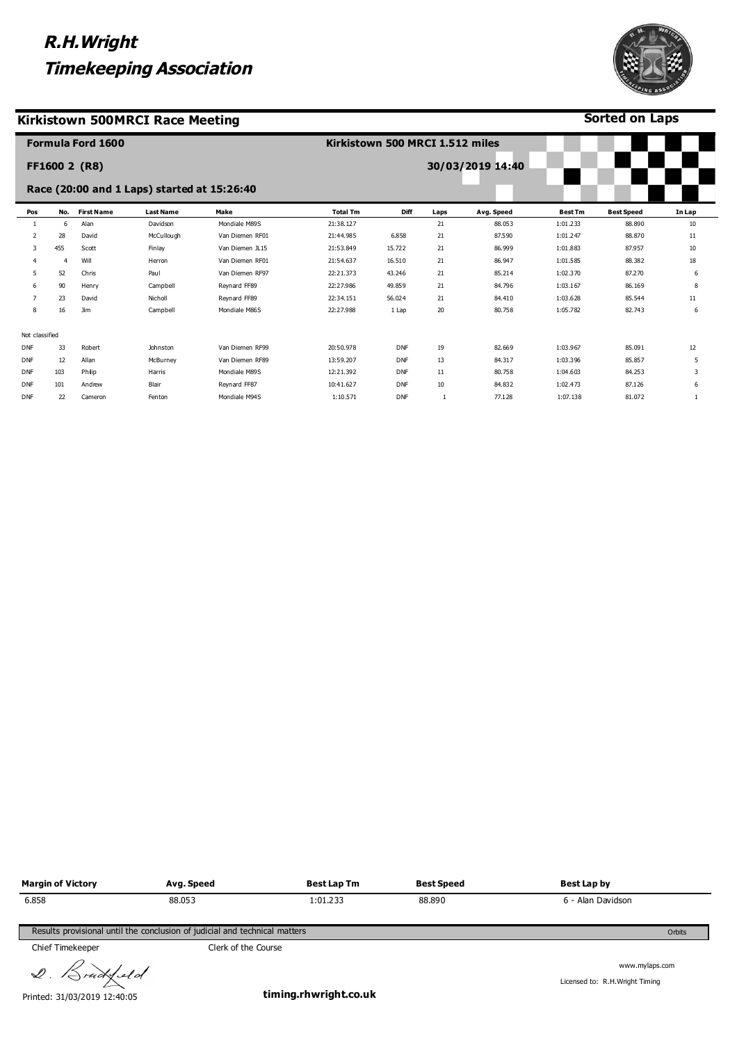# R.H.Wright
# Timekeeping Association

## Kirkistown 500MRCI Race Meeting

**Sorted on Laps**

**Formula Ford 1600**

**FF1600 2 (R8)**

**Race (20:00 and 1 Laps) started at 15:26:40**

**Kirkistown 500 MRCI 1.512 miles**

**30/03/2019 14:40**

| Pos | No. | First Name | Last Name | Make | Total Tm | Diff | Laps | Avg. Speed | Best Tm | Best Speed | In Lap |
|---|---|---|---|---|---|---|---|---|---|---|---|
| 1 | 6 | Alan | Davidson | Mondiale M89S | 21:38.127 | | 21 | 88.053 | 1:01.233 | 88.890 | 10 |
| 2 | 28 | David | McCullough | Van Diemen RF01 | 21:44.985 | 6.858 | 21 | 87.590 | 1:01.247 | 88.870 | 11 |
| 3 | 455 | Scott | Finlay | Van Diemen JL15 | 21:53.849 | 15.722 | 21 | 86.999 | 1:01.883 | 87.957 | 10 |
| 4 | 4 | Will | Herron | Van Diemen RF01 | 21:54.637 | 16.510 | 21 | 86.947 | 1:01.585 | 88.382 | 18 |
| 5 | 52 | Chris | Paul | Van Diemen RF97 | 22:21.373 | 43.246 | 21 | 85.214 | 1:02.370 | 87.270 | 6 |
| 6 | 90 | Henry | Campbell | Reynard FF89 | 22:27.986 | 49.859 | 21 | 84.796 | 1:03.167 | 86.169 | 8 |
| 7 | 23 | David | Nicholl | Reynard FF89 | 22:34.151 | 56.024 | 21 | 84.410 | 1:03.628 | 85.544 | 11 |
| 8 | 16 | Jim | Campbell | Mondiale M86S | 22:27.988 | 1 Lap | 20 | 80.758 | 1:05.782 | 82.743 | 6 |
| Not classified | | | | | | | | | | | |
| DNF | 33 | Robert | Johnston | Van Diemen RF99 | 20:50.978 | DNF | 19 | 82.669 | 1:03.967 | 85.091 | 12 |
| DNF | 12 | Allan | McBurney | Van Diemen RF89 | 13:59.207 | DNF | 13 | 84.317 | 1:03.396 | 85.857 | 5 |
| DNF | 103 | Philip | Harris | Mondiale M89S | 12:21.392 | DNF | 11 | 80.758 | 1:04.603 | 84.253 | 3 |
| DNF | 101 | Andrew | Blair | Reynard FF87 | 10:41.627 | DNF | 10 | 84.832 | 1:02.473 | 87.126 | 6 |
| DNF | 22 | Cameron | Fenton | Mondiale M94S | 1:10.571 | DNF | 1 | 77.128 | 1:07.138 | 81.072 | 1 |

| Margin of Victory | Avg. Speed | Best Lap Tm | Best Speed | Best Lap by |
|---|---|---|---|---|
| 6.858 | 88.053 | 1:01.233 | 88.890 | 6 - Alan Davidson |

Results provisional until the conclusion of judicial and technical matters

Orbits

Chief Timekeeper

Clerk of the Course

D. Bradfield

www.mylaps.com

Licensed to: R.H.Wright Timing

Printed: 31/03/2019 12:40:05

**timing.rhwright.co.uk**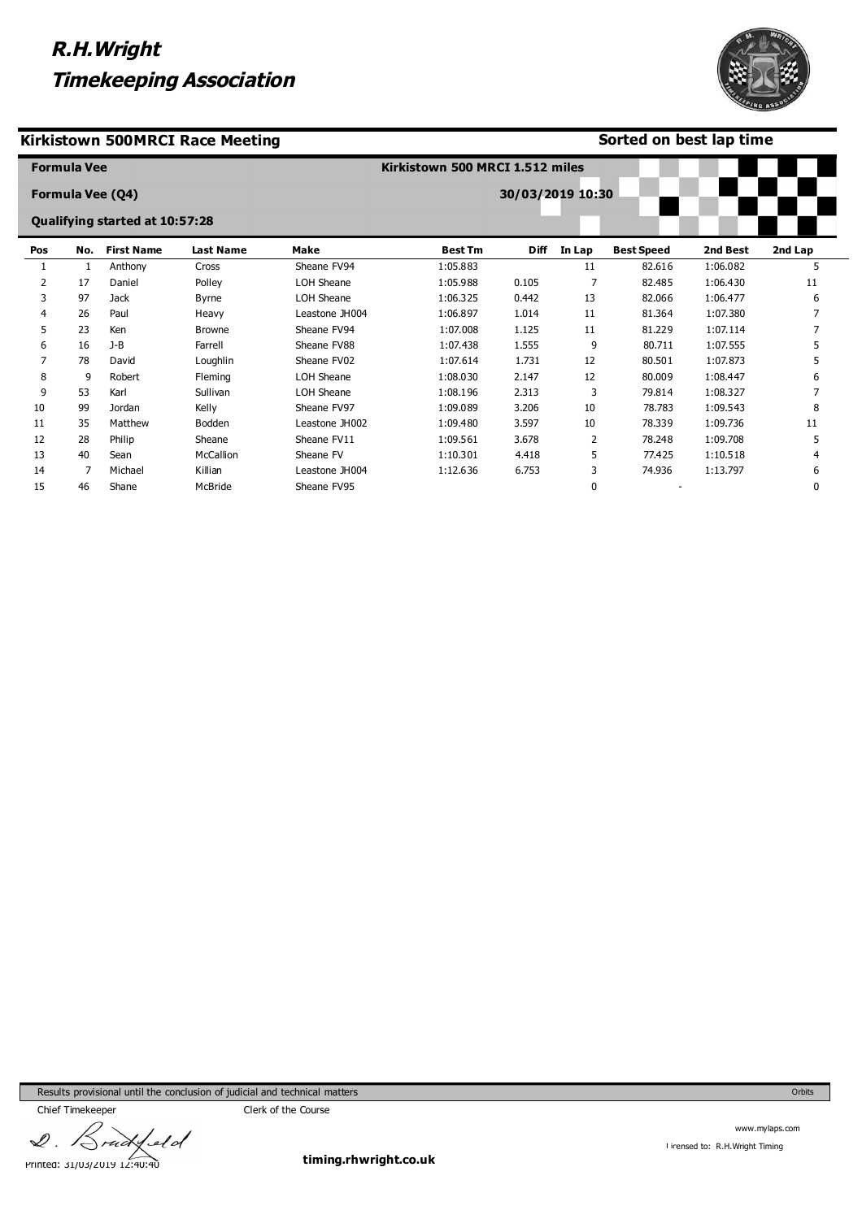# R.H.Wright Timekeeping Association

## Kirkistown 500MRCI Race Meeting

**Sorted on best lap time**

**Formula Vee**

**Formula Vee (Q4)**

**Qualifying started at 10:57:28**

**Kirkistown 500 MRCI 1.512 miles**

**30/03/2019 10:30**

| Pos | No. | First Name | Last Name | Make | Best Tm | Diff | In Lap | Best Speed | 2nd Best | 2nd Lap |
|---|---|---|---|---|---|---|---|---|---|---|
| 1 | 1 | Anthony | Cross | Sheane FV94 | 1:05.883 | | 11 | 82.616 | 1:06.082 | 5 |
| 2 | 17 | Daniel | Polley | LOH Sheane | 1:05.988 | 0.105 | 7 | 82.485 | 1:06.430 | 11 |
| 3 | 97 | Jack | Byrne | LOH Sheane | 1:06.325 | 0.442 | 13 | 82.066 | 1:06.477 | 6 |
| 4 | 26 | Paul | Heavy | Leastone JH004 | 1:06.897 | 1.014 | 11 | 81.364 | 1:07.380 | 7 |
| 5 | 23 | Ken | Browne | Sheane FV94 | 1:07.008 | 1.125 | 11 | 81.229 | 1:07.114 | 7 |
| 6 | 16 | J-B | Farrell | Sheane FV88 | 1:07.438 | 1.555 | 9 | 80.711 | 1:07.555 | 5 |
| 7 | 78 | David | Loughlin | Sheane FV02 | 1:07.614 | 1.731 | 12 | 80.501 | 1:07.873 | 5 |
| 8 | 9 | Robert | Fleming | LOH Sheane | 1:08.030 | 2.147 | 12 | 80.009 | 1:08.447 | 6 |
| 9 | 53 | Karl | Sullivan | LOH Sheane | 1:08.196 | 2.313 | 3 | 79.814 | 1:08.327 | 7 |
| 10 | 99 | Jordan | Kelly | Sheane FV97 | 1:09.089 | 3.206 | 10 | 78.783 | 1:09.543 | 8 |
| 11 | 35 | Matthew | Bodden | Leastone JH002 | 1:09.480 | 3.597 | 10 | 78.339 | 1:09.736 | 11 |
| 12 | 28 | Philip | Sheane | Sheane FV11 | 1:09.561 | 3.678 | 2 | 78.248 | 1:09.708 | 5 |
| 13 | 40 | Sean | McCallion | Sheane FV | 1:10.301 | 4.418 | 5 | 77.425 | 1:10.518 | 4 |
| 14 | 7 | Michael | Killian | Leastone JH004 | 1:12.636 | 6.753 | 3 | 74.936 | 1:13.797 | 6 |
| 15 | 46 | Shane | McBride | Sheane FV95 | | | 0 | - | | 0 |

Results provisional until the conclusion of judicial and technical matters

Orbits

Chief Timekeeper

Clerk of the Course

Printed: 31/03/2019 12:40:40

timing.rhwright.co.uk

www.mylaps.com

Licensed to: R.H.Wright Timing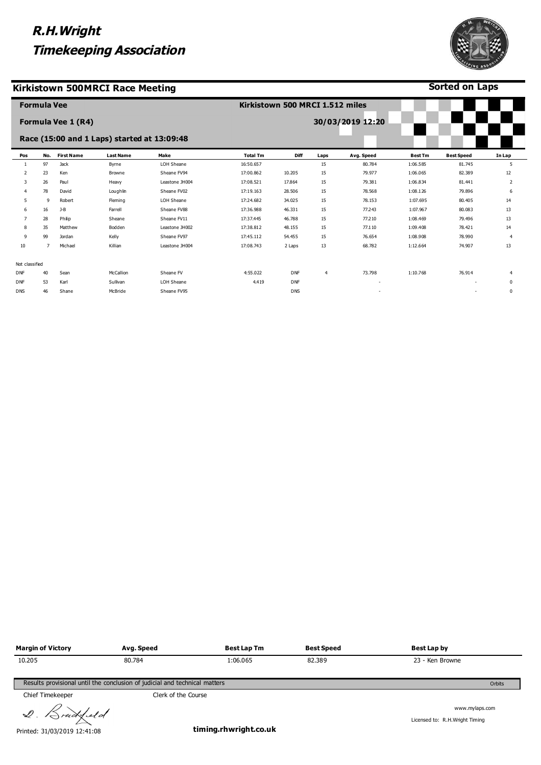# R.H.Wright Timekeeping Association

## Kirkistown 500MRCI Race Meeting

**Sorted on Laps**

**Formula Vee** | **Kirkistown 500 MRCI 1.512 miles**

**Formula Vee 1 (R4)** | **30/03/2019 12:20**

**Race (15:00 and 1 Laps) started at 13:09:48**

| Pos | No. | First Name | Last Name | Make | Total Tm | Diff | Laps | Avg. Speed | Best Tm | Best Speed | In Lap |
|---|---|---|---|---|---|---|---|---|---|---|---|
| 1 | 97 | Jack | Byrne | LOH Sheane | 16:50.657 | | 15 | 80.784 | 1:06.585 | 81.745 | 5 |
| 2 | 23 | Ken | Browne | Sheane FV94 | 17:00.862 | 10.205 | 15 | 79.977 | 1:06.065 | 82.389 | 12 |
| 3 | 26 | Paul | Heavy | Leastone JH004 | 17:08.521 | 17.864 | 15 | 79.381 | 1:06.834 | 81.441 | 2 |
| 4 | 78 | David | Loughlin | Sheane FV02 | 17:19.163 | 28.506 | 15 | 78.568 | 1:08.126 | 79.896 | 6 |
| 5 | 9 | Robert | Fleming | LOH Sheane | 17:24.682 | 34.025 | 15 | 78.153 | 1:07.695 | 80.405 | 14 |
| 6 | 16 | J-B | Farrell | Sheane FV88 | 17:36.988 | 46.331 | 15 | 77.243 | 1:07.967 | 80.083 | 13 |
| 7 | 28 | Philip | Sheane | Sheane FV11 | 17:37.445 | 46.788 | 15 | 77.210 | 1:08.469 | 79.496 | 13 |
| 8 | 35 | Matthew | Bodden | Leastone JH002 | 17:38.812 | 48.155 | 15 | 77.110 | 1:09.408 | 78.421 | 14 |
| 9 | 99 | Jordan | Kelly | Sheane FV97 | 17:45.112 | 54.455 | 15 | 76.654 | 1:08.908 | 78.990 | 4 |
| 10 | 7 | Michael | Killian | Leastone JH004 | 17:08.743 | 2 Laps | 13 | 68.782 | 1:12.664 | 74.907 | 13 |
| Not classified | | | | | | | | | | | |
| DNF | 40 | Sean | McCallion | Sheane FV | 4:55.022 | DNF | 4 | 73.798 | 1:10.768 | 76.914 | 4 |
| DNF | 53 | Karl | Sullivan | LOH Sheane | 4.419 | DNF | | - | | - | 0 |
| DNS | 46 | Shane | McBride | Sheane FV95 | | DNS | | - | | - | 0 |

| Margin of Victory | Avg. Speed | Best Lap Tm | Best Speed | Best Lap by |
|---|---|---|---|---|
| 10.205 | 80.784 | 1:06.065 | 82.389 | 23 - Ken Browne |

Results provisional until the conclusion of judicial and technical matters

Orbits

Chief Timekeeper — Clerk of the Course

D. Bradfield

www.mylaps.com

Licensed to: R.H.Wright Timing

Printed: 31/03/2019 12:41:08

**timing.rhwright.co.uk**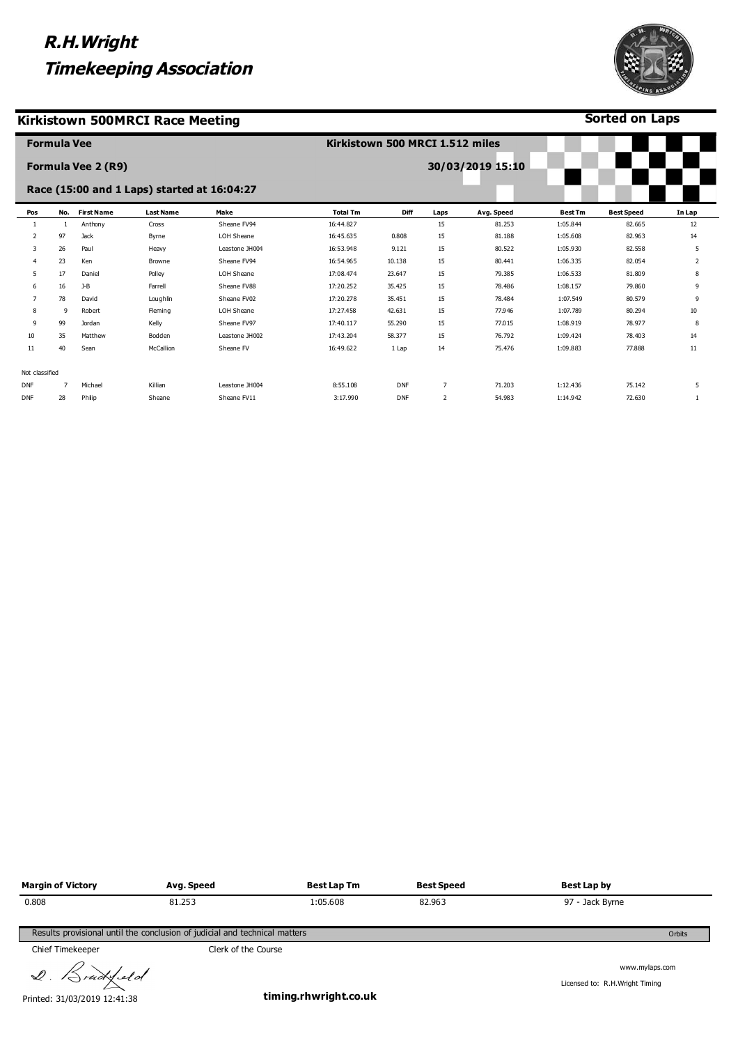# R.H.Wright Timekeeping Association

## Kirkistown 500MRCI Race Meeting

**Sorted on Laps**

**Formula Vee** — **Kirkistown 500 MRCI 1.512 miles**

**Formula Vee 2 (R9)** — **30/03/2019 15:10**

**Race (15:00 and 1 Laps) started at 16:04:27**

| Pos | No. | First Name | Last Name | Make | Total Tm | Diff | Laps | Avg. Speed | Best Tm | Best Speed | In Lap |
|---|---|---|---|---|---|---|---|---|---|---|---|
| 1 | 1 | Anthony | Cross | Sheane FV94 | 16:44.827 | | 15 | 81.253 | 1:05.844 | 82.665 | 12 |
| 2 | 97 | Jack | Byrne | LOH Sheane | 16:45.635 | 0.808 | 15 | 81.188 | 1:05.608 | 82.963 | 14 |
| 3 | 26 | Paul | Heavy | Leastone JH004 | 16:53.948 | 9.121 | 15 | 80.522 | 1:05.930 | 82.558 | 5 |
| 4 | 23 | Ken | Browne | Sheane FV94 | 16:54.965 | 10.138 | 15 | 80.441 | 1:06.335 | 82.054 | 2 |
| 5 | 17 | Daniel | Polley | LOH Sheane | 17:08.474 | 23.647 | 15 | 79.385 | 1:06.533 | 81.809 | 8 |
| 6 | 16 | J-B | Farrell | Sheane FV88 | 17:20.252 | 35.425 | 15 | 78.486 | 1:08.157 | 79.860 | 9 |
| 7 | 78 | David | Loughlin | Sheane FV02 | 17:20.278 | 35.451 | 15 | 78.484 | 1:07.549 | 80.579 | 9 |
| 8 | 9 | Robert | Fleming | LOH Sheane | 17:27.458 | 42.631 | 15 | 77.946 | 1:07.789 | 80.294 | 10 |
| 9 | 99 | Jordan | Kelly | Sheane FV97 | 17:40.117 | 55.290 | 15 | 77.015 | 1:08.919 | 78.977 | 8 |
| 10 | 35 | Matthew | Bodden | Leastone JH002 | 17:43.204 | 58.377 | 15 | 76.792 | 1:09.424 | 78.403 | 14 |
| 11 | 40 | Sean | McCallion | Sheane FV | 16:49.622 | 1 Lap | 14 | 75.476 | 1:09.883 | 77.888 | 11 |
| Not classified | | | | | | | | | | | |
| DNF | 7 | Michael | Killian | Leastone JH004 | 8:55.108 | DNF | 7 | 71.203 | 1:12.436 | 75.142 | 5 |
| DNF | 28 | Philip | Sheane | Sheane FV11 | 3:17.990 | DNF | 2 | 54.983 | 1:14.942 | 72.630 | 1 |

| Margin of Victory | Avg. Speed | Best Lap Tm | Best Speed | Best Lap by |
|---|---|---|---|---|
| 0.808 | 81.253 | 1:05.608 | 82.963 | 97 - Jack Byrne |

Results provisional until the conclusion of judicial and technical matters — Orbits

Chief Timekeeper — Clerk of the Course

D. Bradfield

Printed: 31/03/2019 12:41:38

**timing.rhwright.co.uk**

www.mylaps.com

Licensed to: R.H.Wright Timing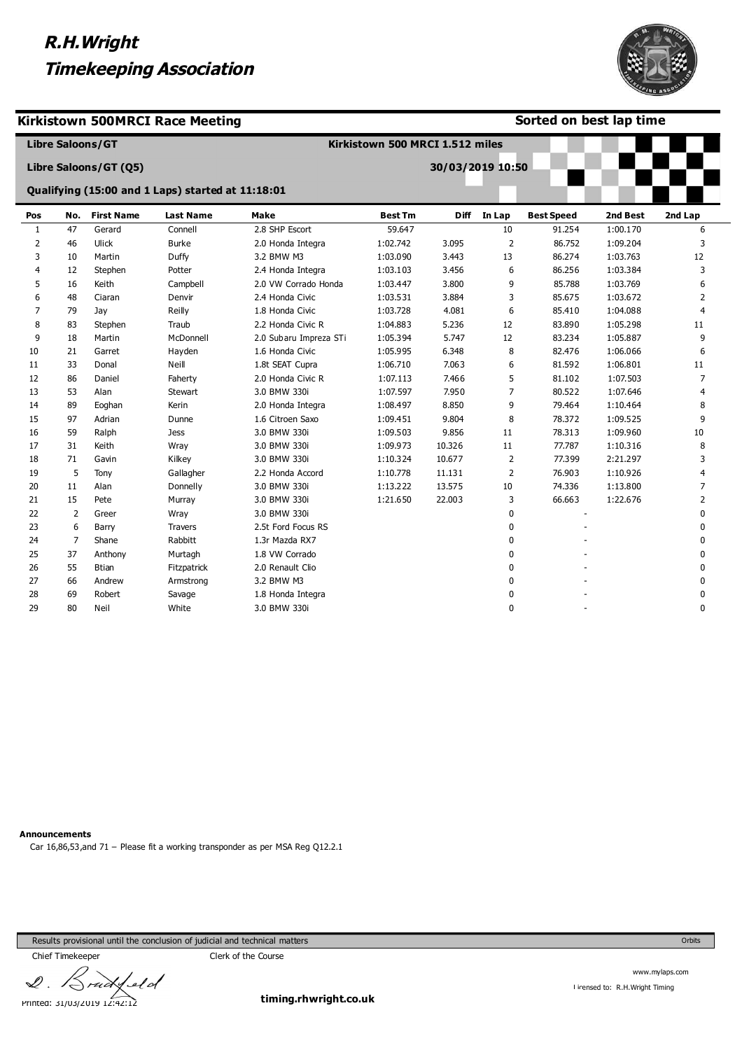# R.H.Wright
# Timekeeping Association

## Kirkistown 500MRCI Race Meeting

**Sorted on best lap time**

**Libre Saloons/GT** — **Kirkistown 500 MRCI 1.512 miles**

**Libre Saloons/GT (Q5)** — **30/03/2019 10:50**

**Qualifying (15:00 and 1 Laps) started at 11:18:01**

| Pos | No. | First Name | Last Name | Make | Best Tm | Diff | In Lap | Best Speed | 2nd Best | 2nd Lap |
|---|---|---|---|---|---|---|---|---|---|---|
| 1 | 47 | Gerard | Connell | 2.8 SHP Escort | 59.647 | | 10 | 91.254 | 1:00.170 | 6 |
| 2 | 46 | Ulick | Burke | 2.0 Honda Integra | 1:02.742 | 3.095 | 2 | 86.752 | 1:09.204 | 3 |
| 3 | 10 | Martin | Duffy | 3.2 BMW M3 | 1:03.090 | 3.443 | 13 | 86.274 | 1:03.763 | 12 |
| 4 | 12 | Stephen | Potter | 2.4 Honda Integra | 1:03.103 | 3.456 | 6 | 86.256 | 1:03.384 | 3 |
| 5 | 16 | Keith | Campbell | 2.0 VW Corrado Honda | 1:03.447 | 3.800 | 9 | 85.788 | 1:03.769 | 6 |
| 6 | 48 | Ciaran | Denvir | 2.4 Honda Civic | 1:03.531 | 3.884 | 3 | 85.675 | 1:03.672 | 2 |
| 7 | 79 | Jay | Reilly | 1.8 Honda Civic | 1:03.728 | 4.081 | 6 | 85.410 | 1:04.088 | 4 |
| 8 | 83 | Stephen | Traub | 2.2 Honda Civic R | 1:04.883 | 5.236 | 12 | 83.890 | 1:05.298 | 11 |
| 9 | 18 | Martin | McDonnell | 2.0 Subaru Impreza STi | 1:05.394 | 5.747 | 12 | 83.234 | 1:05.887 | 9 |
| 10 | 21 | Garret | Hayden | 1.6 Honda Civic | 1:05.995 | 6.348 | 8 | 82.476 | 1:06.066 | 6 |
| 11 | 33 | Donal | Neill | 1.8t SEAT Cupra | 1:06.710 | 7.063 | 6 | 81.592 | 1:06.801 | 11 |
| 12 | 86 | Daniel | Faherty | 2.0 Honda Civic R | 1:07.113 | 7.466 | 5 | 81.102 | 1:07.503 | 7 |
| 13 | 53 | Alan | Stewart | 3.0 BMW 330i | 1:07.597 | 7.950 | 7 | 80.522 | 1:07.646 | 4 |
| 14 | 89 | Eoghan | Kerin | 2.0 Honda Integra | 1:08.497 | 8.850 | 9 | 79.464 | 1:10.464 | 8 |
| 15 | 97 | Adrian | Dunne | 1.6 Citroen Saxo | 1:09.451 | 9.804 | 8 | 78.372 | 1:09.525 | 9 |
| 16 | 59 | Ralph | Jess | 3.0 BMW 330i | 1:09.503 | 9.856 | 11 | 78.313 | 1:09.960 | 10 |
| 17 | 31 | Keith | Wray | 3.0 BMW 330i | 1:09.973 | 10.326 | 11 | 77.787 | 1:10.316 | 8 |
| 18 | 71 | Gavin | Kilkey | 3.0 BMW 330i | 1:10.324 | 10.677 | 2 | 77.399 | 2:21.297 | 3 |
| 19 | 5 | Tony | Gallagher | 2.2 Honda Accord | 1:10.778 | 11.131 | 2 | 76.903 | 1:10.926 | 4 |
| 20 | 11 | Alan | Donnelly | 3.0 BMW 330i | 1:13.222 | 13.575 | 10 | 74.336 | 1:13.800 | 7 |
| 21 | 15 | Pete | Murray | 3.0 BMW 330i | 1:21.650 | 22.003 | 3 | 66.663 | 1:22.676 | 2 |
| 22 | 2 | Greer | Wray | 3.0 BMW 330i | | | 0 | - | | 0 |
| 23 | 6 | Barry | Travers | 2.5t Ford Focus RS | | | 0 | - | | 0 |
| 24 | 7 | Shane | Rabbitt | 1.3r Mazda RX7 | | | 0 | - | | 0 |
| 25 | 37 | Anthony | Murtagh | 1.8 VW Corrado | | | 0 | - | | 0 |
| 26 | 55 | Btian | Fitzpatrick | 2.0 Renault Clio | | | 0 | - | | 0 |
| 27 | 66 | Andrew | Armstrong | 3.2 BMW M3 | | | 0 | - | | 0 |
| 28 | 69 | Robert | Savage | 1.8 Honda Integra | | | 0 | - | | 0 |
| 29 | 80 | Neil | White | 3.0 BMW 330i | | | 0 | - | | 0 |

**Announcements**

Car 16,86,53,and 71 – Please fit a working transponder as per MSA Reg Q12.2.1

Results provisional until the conclusion of judicial and technical matters

Chief Timekeeper — Clerk of the Course

Printed: 31/03/2019 12:42:12

timing.rhwright.co.uk

www.mylaps.com

Licensed to: R.H.Wright Timing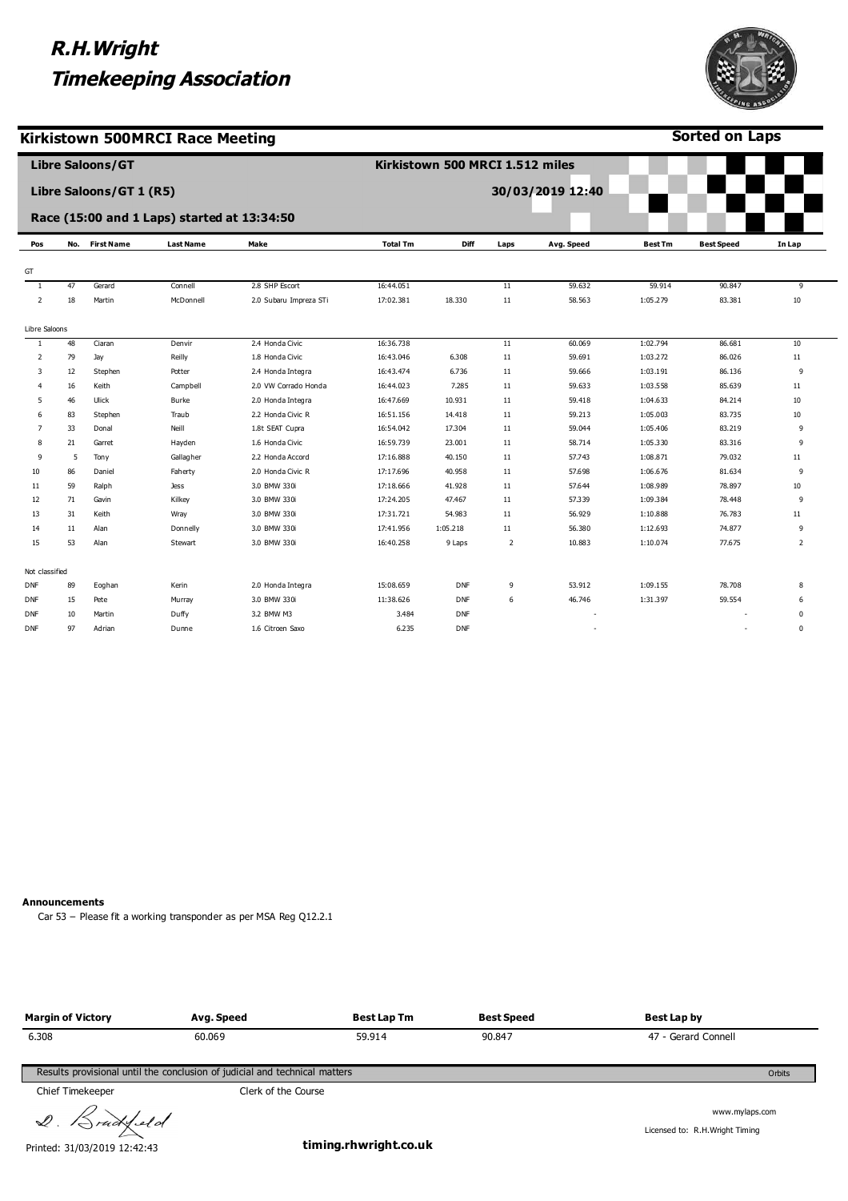# R.H.Wright Timekeeping Association

## Kirkistown 500MRCI Race Meeting

**Sorted on Laps**

**Libre Saloons/GT** — Kirkistown 500 MRCI 1.512 miles

**Libre Saloons/GT 1 (R5)** — 30/03/2019 12:40

**Race (15:00 and 1 Laps) started at 13:34:50**

| Pos | No. | First Name | Last Name | Make | Total Tm | Diff | Laps | Avg. Speed | Best Tm | Best Speed | In Lap |
|---|---|---|---|---|---|---|---|---|---|---|---|
| GT | | | | | | | | | | | |
| 1 | 47 | Gerard | Connell | 2.8 SHP Escort | 16:44.051 | | 11 | 59.632 | 59.914 | 90.847 | 9 |
| 2 | 18 | Martin | McDonnell | 2.0 Subaru Impreza STi | 17:02.381 | 18.330 | 11 | 58.563 | 1:05.279 | 83.381 | 10 |
| Libre Saloons | | | | | | | | | | | |
| 1 | 48 | Ciaran | Denvir | 2.4 Honda Civic | 16:36.738 | | 11 | 60.069 | 1:02.794 | 86.681 | 10 |
| 2 | 79 | Jay | Reilly | 1.8 Honda Civic | 16:43.046 | 6.308 | 11 | 59.691 | 1:03.272 | 86.026 | 11 |
| 3 | 12 | Stephen | Potter | 2.4 Honda Integra | 16:43.474 | 6.736 | 11 | 59.666 | 1:03.191 | 86.136 | 9 |
| 4 | 16 | Keith | Campbell | 2.0 VW Corrado Honda | 16:44.023 | 7.285 | 11 | 59.633 | 1:03.558 | 85.639 | 11 |
| 5 | 46 | Ulick | Burke | 2.0 Honda Integra | 16:47.669 | 10.931 | 11 | 59.418 | 1:04.633 | 84.214 | 10 |
| 6 | 83 | Stephen | Traub | 2.2 Honda Civic R | 16:51.156 | 14.418 | 11 | 59.213 | 1:05.003 | 83.735 | 10 |
| 7 | 33 | Donal | Neill | 1.8t SEAT Cupra | 16:54.042 | 17.304 | 11 | 59.044 | 1:05.406 | 83.219 | 9 |
| 8 | 21 | Garret | Hayden | 1.6 Honda Civic | 16:59.739 | 23.001 | 11 | 58.714 | 1:05.330 | 83.316 | 9 |
| 9 | 5 | Tony | Gallagher | 2.2 Honda Accord | 17:16.888 | 40.150 | 11 | 57.743 | 1:08.871 | 79.032 | 11 |
| 10 | 86 | Daniel | Faherty | 2.0 Honda Civic R | 17:17.696 | 40.958 | 11 | 57.698 | 1:06.676 | 81.634 | 9 |
| 11 | 59 | Ralph | Jess | 3.0 BMW 330i | 17:18.666 | 41.928 | 11 | 57.644 | 1:08.989 | 78.897 | 10 |
| 12 | 71 | Gavin | Kilkey | 3.0 BMW 330i | 17:24.205 | 47.467 | 11 | 57.339 | 1:09.384 | 78.448 | 9 |
| 13 | 31 | Keith | Wray | 3.0 BMW 330i | 17:31.721 | 54.983 | 11 | 56.929 | 1:10.888 | 76.783 | 11 |
| 14 | 11 | Alan | Donnelly | 3.0 BMW 330i | 17:41.956 | 1:05.218 | 11 | 56.380 | 1:12.693 | 74.877 | 9 |
| 15 | 53 | Alan | Stewart | 3.0 BMW 330i | 16:40.258 | 9 Laps | 2 | 10.883 | 1:10.074 | 77.675 | 2 |
| Not classified | | | | | | | | | | | |
| DNF | 89 | Eoghan | Kerin | 2.0 Honda Integra | 15:08.659 | DNF | 9 | 53.912 | 1:09.155 | 78.708 | 8 |
| DNF | 15 | Pete | Murray | 3.0 BMW 330i | 11:38.626 | DNF | 6 | 46.746 | 1:31.397 | 59.554 | 6 |
| DNF | 10 | Martin | Duffy | 3.2 BMW M3 | 3.484 | DNF | | - | | - | 0 |
| DNF | 97 | Adrian | Dunne | 1.6 Citroen Saxo | 6.235 | DNF | | - | | - | 0 |

**Announcements**

Car 53 – Please fit a working transponder as per MSA Reg Q12.2.1

| Margin of Victory | Avg. Speed | Best Lap Tm | Best Speed | Best Lap by |
|---|---|---|---|---|
| 6.308 | 60.069 | 59.914 | 90.847 | 47 - Gerard Connell |

Results provisional until the conclusion of judicial and technical matters

Orbits

Chief Timekeeper — Clerk of the Course

D. Bradfield

www.mylaps.com

Licensed to: R.H.Wright Timing

Printed: 31/03/2019 12:42:43

**timing.rhwright.co.uk**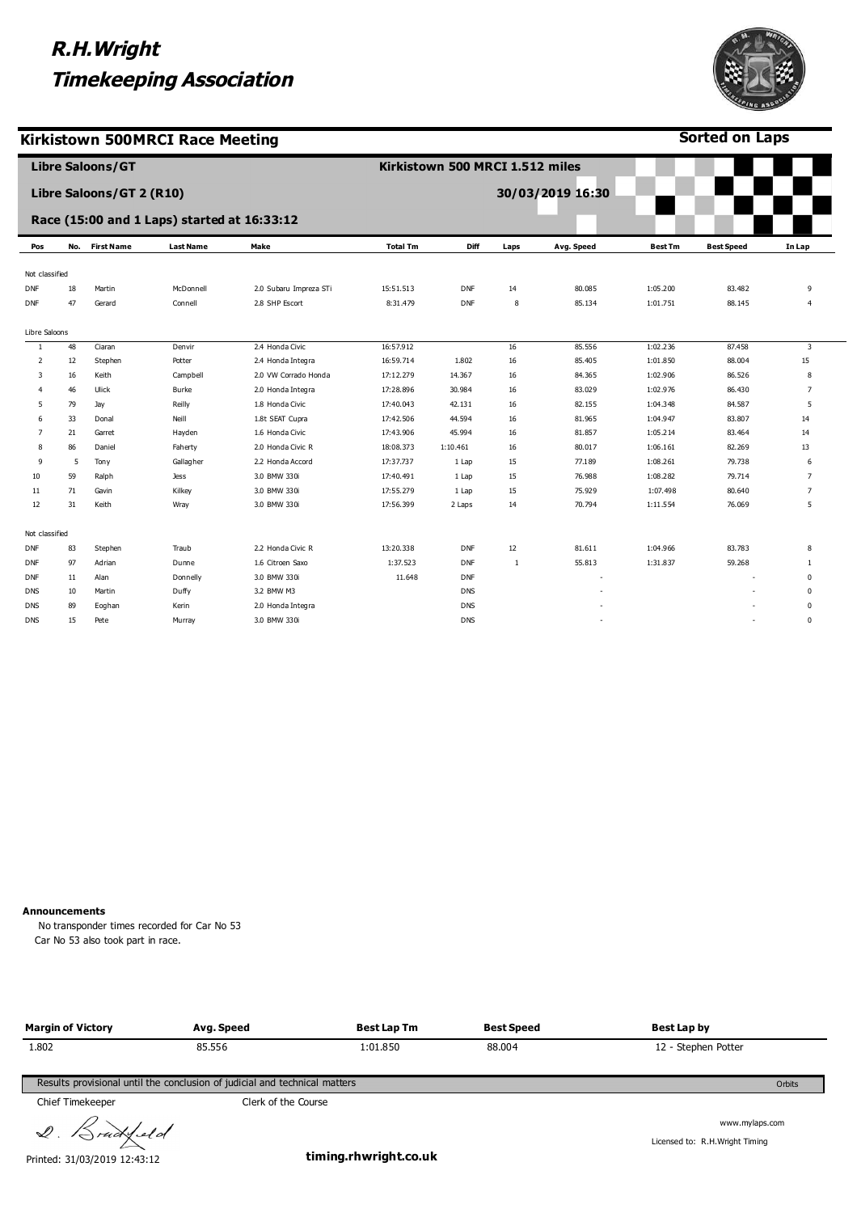# R.H.Wright
# Timekeeping Association

## Kirkistown 500MRCI Race Meeting

**Sorted on Laps**

**Libre Saloons/GT** — **Kirkistown 500 MRCI 1.512 miles**

**Libre Saloons/GT 2 (R10)** — **30/03/2019 16:30**

**Race (15:00 and 1 Laps) started at 16:33:12**

| Pos | No. | First Name | Last Name | Make | Total Tm | Diff | Laps | Avg. Speed | Best Tm | Best Speed | In Lap |
|---|---|---|---|---|---|---|---|---|---|---|---|
| Not classified | | | | | | | | | | | |
| DNF | 18 | Martin | McDonnell | 2.0 Subaru Impreza STi | 15:51.513 | DNF | 14 | 80.085 | 1:05.200 | 83.482 | 9 |
| DNF | 47 | Gerard | Connell | 2.8 SHP Escort | 8:31.479 | DNF | 8 | 85.134 | 1:01.751 | 88.145 | 4 |
| Libre Saloons | | | | | | | | | | | |
| 1 | 48 | Ciaran | Denvir | 2.4 Honda Civic | 16:57.912 | | 16 | 85.556 | 1:02.236 | 87.458 | 3 |
| 2 | 12 | Stephen | Potter | 2.4 Honda Integra | 16:59.714 | 1.802 | 16 | 85.405 | 1:01.850 | 88.004 | 15 |
| 3 | 16 | Keith | Campbell | 2.0 VW Corrado Honda | 17:12.279 | 14.367 | 16 | 84.365 | 1:02.906 | 86.526 | 8 |
| 4 | 46 | Ulick | Burke | 2.0 Honda Integra | 17:28.896 | 30.984 | 16 | 83.029 | 1:02.976 | 86.430 | 7 |
| 5 | 79 | Jay | Reilly | 1.8 Honda Civic | 17:40.043 | 42.131 | 16 | 82.155 | 1:04.348 | 84.587 | 5 |
| 6 | 33 | Donal | Neill | 1.8t SEAT Cupra | 17:42.506 | 44.594 | 16 | 81.965 | 1:04.947 | 83.807 | 14 |
| 7 | 21 | Garret | Hayden | 1.6 Honda Civic | 17:43.906 | 45.994 | 16 | 81.857 | 1:05.214 | 83.464 | 14 |
| 8 | 86 | Daniel | Faherty | 2.0 Honda Civic R | 18:08.373 | 1:10.461 | 16 | 80.017 | 1:06.161 | 82.269 | 13 |
| 9 | 5 | Tony | Gallagher | 2.2 Honda Accord | 17:37.737 | 1 Lap | 15 | 77.189 | 1:08.261 | 79.738 | 6 |
| 10 | 59 | Ralph | Jess | 3.0 BMW 330i | 17:40.491 | 1 Lap | 15 | 76.988 | 1:08.282 | 79.714 | 7 |
| 11 | 71 | Gavin | Kilkey | 3.0 BMW 330i | 17:55.279 | 1 Lap | 15 | 75.929 | 1:07.498 | 80.640 | 7 |
| 12 | 31 | Keith | Wray | 3.0 BMW 330i | 17:56.399 | 2 Laps | 14 | 70.794 | 1:11.554 | 76.069 | 5 |
| Not classified | | | | | | | | | | | |
| DNF | 83 | Stephen | Traub | 2.2 Honda Civic R | 13:20.338 | DNF | 12 | 81.611 | 1:04.966 | 83.783 | 8 |
| DNF | 97 | Adrian | Dunne | 1.6 Citroen Saxo | 1:37.523 | DNF | 1 | 55.813 | 1:31.837 | 59.268 | 1 |
| DNF | 11 | Alan | Donnelly | 3.0 BMW 330i | 11.648 | DNF | | - | | - | 0 |
| DNS | 10 | Martin | Duffy | 3.2 BMW M3 | | DNS | | - | | - | 0 |
| DNS | 89 | Eoghan | Kerin | 2.0 Honda Integra | | DNS | | - | | - | 0 |
| DNS | 15 | Pete | Murray | 3.0 BMW 330i | | DNS | | - | | - | 0 |

**Announcements**

No transponder times recorded for Car No 53
Car No 53 also took part in race.

| Margin of Victory | Avg. Speed | Best Lap Tm | Best Speed | Best Lap by |
|---|---|---|---|---|
| 1.802 | 85.556 | 1:01.850 | 88.004 | 12 - Stephen Potter |

Results provisional until the conclusion of judicial and technical matters

Orbits

Chief Timekeeper — Clerk of the Course

D. Bradfield

www.mylaps.com

Licensed to: R.H.Wright Timing

Printed: 31/03/2019 12:43:12

**timing.rhwright.co.uk**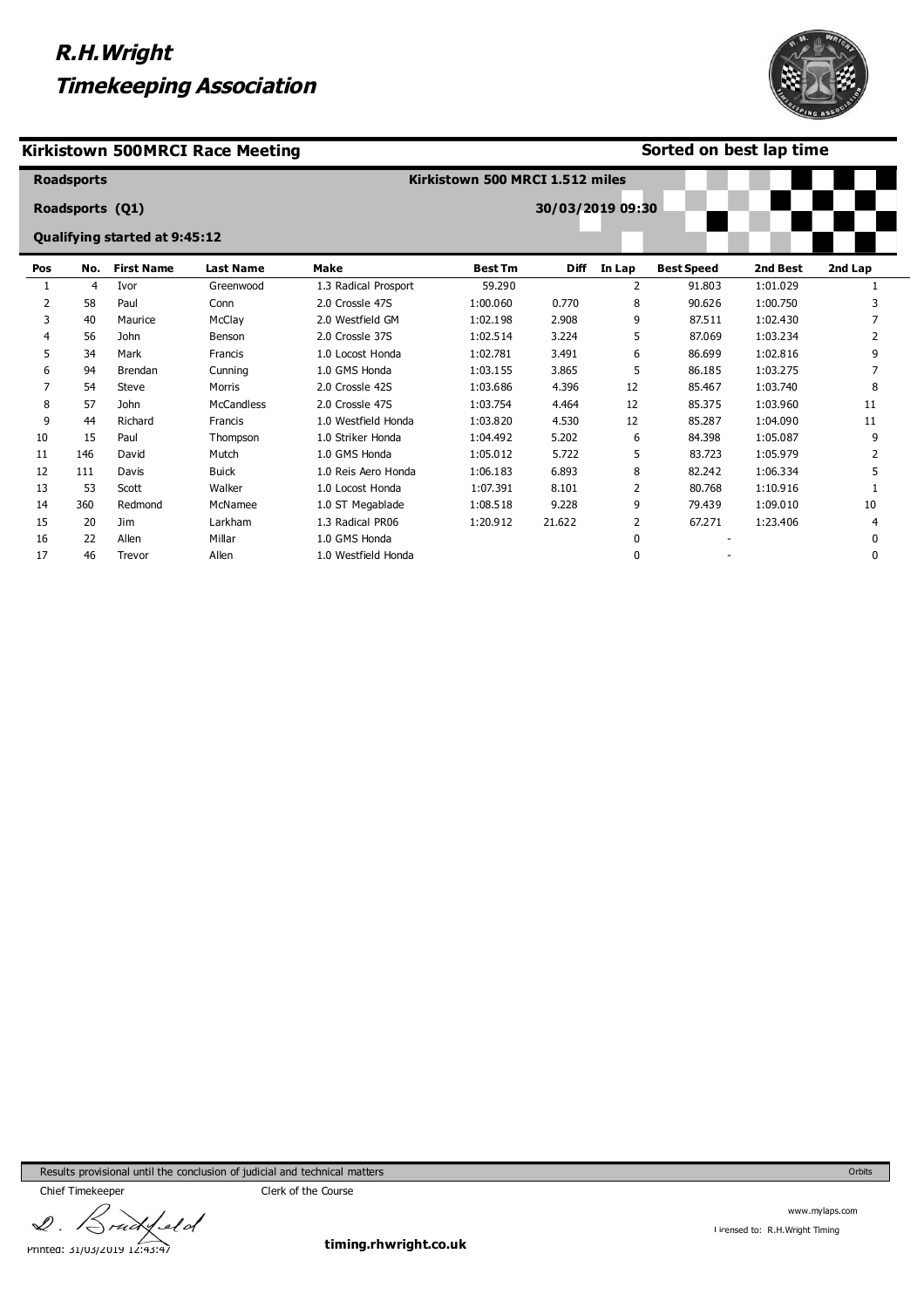# R.H.Wright
# Timekeeping Association

## Kirkistown 500MRCI Race Meeting

**Sorted on best lap time**

**Roadsports** — **Kirkistown 500 MRCI 1.512 miles**

**Roadsports (Q1)** — **30/03/2019 09:30**

**Qualifying started at 9:45:12**

| Pos | No. | First Name | Last Name | Make | Best Tm | Diff | In Lap | Best Speed | 2nd Best | 2nd Lap |
|---|---|---|---|---|---|---|---|---|---|---|
| 1 | 4 | Ivor | Greenwood | 1.3 Radical Prosport | 59.290 | | 2 | 91.803 | 1:01.029 | 1 |
| 2 | 58 | Paul | Conn | 2.0 Crossle 47S | 1:00.060 | 0.770 | 8 | 90.626 | 1:00.750 | 3 |
| 3 | 40 | Maurice | McClay | 2.0 Westfield GM | 1:02.198 | 2.908 | 9 | 87.511 | 1:02.430 | 7 |
| 4 | 56 | John | Benson | 2.0 Crossle 37S | 1:02.514 | 3.224 | 5 | 87.069 | 1:03.234 | 2 |
| 5 | 34 | Mark | Francis | 1.0 Locost Honda | 1:02.781 | 3.491 | 6 | 86.699 | 1:02.816 | 9 |
| 6 | 94 | Brendan | Cunning | 1.0 GMS Honda | 1:03.155 | 3.865 | 5 | 86.185 | 1:03.275 | 7 |
| 7 | 54 | Steve | Morris | 2.0 Crossle 42S | 1:03.686 | 4.396 | 12 | 85.467 | 1:03.740 | 8 |
| 8 | 57 | John | McCandless | 2.0 Crossle 47S | 1:03.754 | 4.464 | 12 | 85.375 | 1:03.960 | 11 |
| 9 | 44 | Richard | Francis | 1.0 Westfield Honda | 1:03.820 | 4.530 | 12 | 85.287 | 1:04.090 | 11 |
| 10 | 15 | Paul | Thompson | 1.0 Striker Honda | 1:04.492 | 5.202 | 6 | 84.398 | 1:05.087 | 9 |
| 11 | 146 | David | Mutch | 1.0 GMS Honda | 1:05.012 | 5.722 | 5 | 83.723 | 1:05.979 | 2 |
| 12 | 111 | Davis | Buick | 1.0 Reis Aero Honda | 1:06.183 | 6.893 | 8 | 82.242 | 1:06.334 | 5 |
| 13 | 53 | Scott | Walker | 1.0 Locost Honda | 1:07.391 | 8.101 | 2 | 80.768 | 1:10.916 | 1 |
| 14 | 360 | Redmond | McNamee | 1.0 ST Megablade | 1:08.518 | 9.228 | 9 | 79.439 | 1:09.010 | 10 |
| 15 | 20 | Jim | Larkham | 1.3 Radical PR06 | 1:20.912 | 21.622 | 2 | 67.271 | 1:23.406 | 4 |
| 16 | 22 | Allen | Millar | 1.0 GMS Honda | | | 0 | - | | 0 |
| 17 | 46 | Trevor | Allen | 1.0 Westfield Honda | | | 0 | - | | 0 |

Results provisional until the conclusion of judicial and technical matters

Orbits

Chief Timekeeper — Clerk of the Course

D. Bradfield

Printed: 31/03/2019 12:43:47

**timing.rhwright.co.uk**

www.mylaps.com

Licensed to: R.H.Wright Timing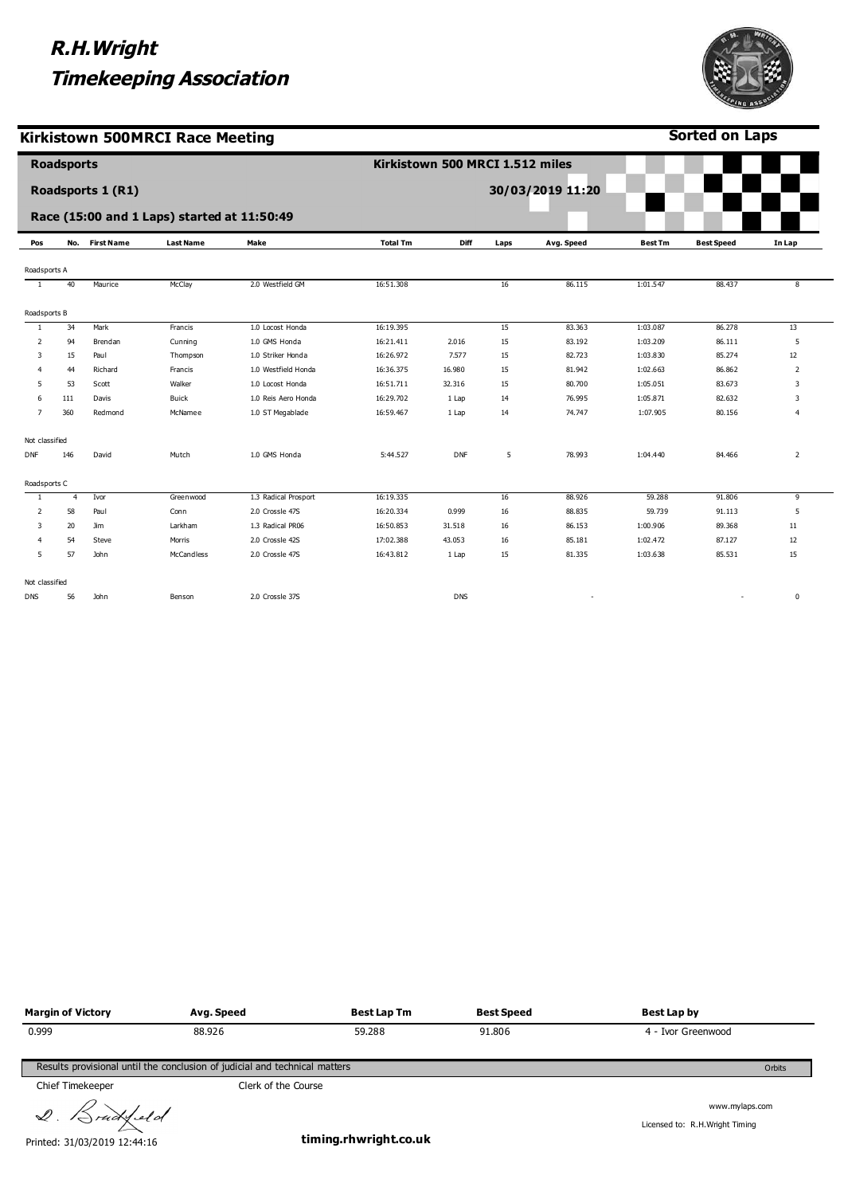# R.H.Wright Timekeeping Association

## Kirkistown 500MRCI Race Meeting

**Sorted on Laps**

**Roadsports** — **Kirkistown 500 MRCI 1.512 miles**

**Roadsports 1 (R1)** — **30/03/2019 11:20**

**Race (15:00 and 1 Laps) started at 11:50:49**

| Pos | No. | First Name | Last Name | Make | Total Tm | Diff | Laps | Avg. Speed | Best Tm | Best Speed | In Lap |
|---|---|---|---|---|---|---|---|---|---|---|---|
| Roadsports A | | | | | | | | | | | |
| 1 | 40 | Maurice | McClay | 2.0 Westfield GM | 16:51.308 | | 16 | 86.115 | 1:01.547 | 88.437 | 8 |
| Roadsports B | | | | | | | | | | | |
| 1 | 34 | Mark | Francis | 1.0 Locost Honda | 16:19.395 | | 15 | 83.363 | 1:03.087 | 86.278 | 13 |
| 2 | 94 | Brendan | Cunning | 1.0 GMS Honda | 16:21.411 | 2.016 | 15 | 83.192 | 1:03.209 | 86.111 | 5 |
| 3 | 15 | Paul | Thompson | 1.0 Striker Honda | 16:26.972 | 7.577 | 15 | 82.723 | 1:03.830 | 85.274 | 12 |
| 4 | 44 | Richard | Francis | 1.0 Westfield Honda | 16:36.375 | 16.980 | 15 | 81.942 | 1:02.663 | 86.862 | 2 |
| 5 | 53 | Scott | Walker | 1.0 Locost Honda | 16:51.711 | 32.316 | 15 | 80.700 | 1:05.051 | 83.673 | 3 |
| 6 | 111 | Davis | Buick | 1.0 Reis Aero Honda | 16:29.702 | 1 Lap | 14 | 76.995 | 1:05.871 | 82.632 | 3 |
| 7 | 360 | Redmond | McNamee | 1.0 ST Megablade | 16:59.467 | 1 Lap | 14 | 74.747 | 1:07.905 | 80.156 | 4 |
| Not classified | | | | | | | | | | | |
| DNF | 146 | David | Mutch | 1.0 GMS Honda | 5:44.527 | DNF | 5 | 78.993 | 1:04.440 | 84.466 | 2 |
| Roadsports C | | | | | | | | | | | |
| 1 | 4 | Ivor | Greenwood | 1.3 Radical Prosport | 16:19.335 | | 16 | 88.926 | 59.288 | 91.806 | 9 |
| 2 | 58 | Paul | Conn | 2.0 Crossle 47S | 16:20.334 | 0.999 | 16 | 88.835 | 59.739 | 91.113 | 5 |
| 3 | 20 | Jim | Larkham | 1.3 Radical PR06 | 16:50.853 | 31.518 | 16 | 86.153 | 1:00.906 | 89.368 | 11 |
| 4 | 54 | Steve | Morris | 2.0 Crossle 42S | 17:02.388 | 43.053 | 16 | 85.181 | 1:02.472 | 87.127 | 12 |
| 5 | 57 | John | McCandless | 2.0 Crossle 47S | 16:43.812 | 1 Lap | 15 | 81.335 | 1:03.638 | 85.531 | 15 |
| Not classified | | | | | | | | | | | |
| DNS | 56 | John | Benson | 2.0 Crossle 37S | | DNS | | - | | - | 0 |

| Margin of Victory | Avg. Speed | Best Lap Tm | Best Speed | Best Lap by |
|---|---|---|---|---|
| 0.999 | 88.926 | 59.288 | 91.806 | 4 - Ivor Greenwood |

Results provisional until the conclusion of judicial and technical matters

Orbits

Chief Timekeeper — Clerk of the Course

D. Bradfield

www.mylaps.com

Licensed to: R.H.Wright Timing

Printed: 31/03/2019 12:44:16

**timing.rhwright.co.uk**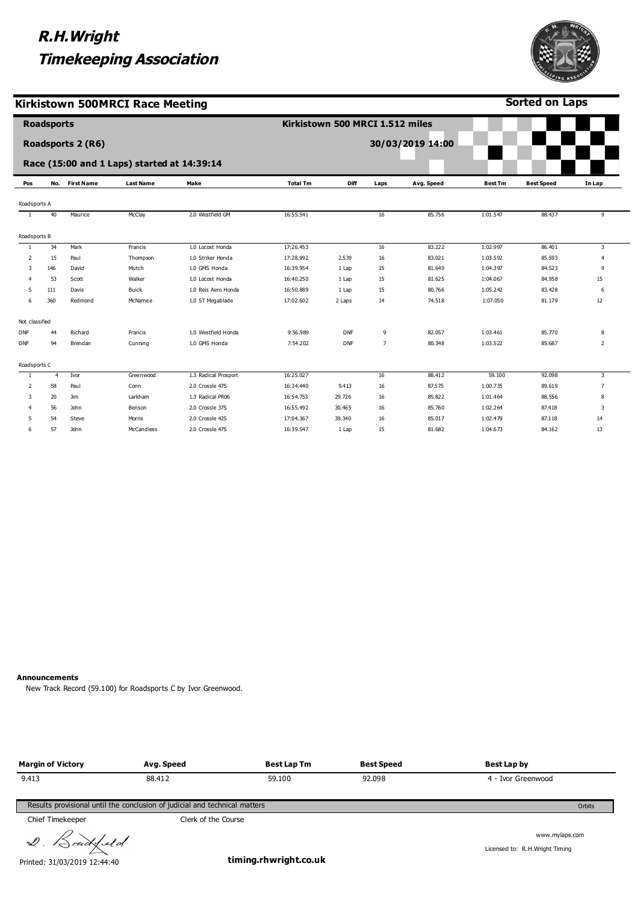# R.H.Wright Timekeeping Association

## Kirkistown 500MRCI Race Meeting

**Sorted on Laps**

**Roadsports** — **Kirkistown 500 MRCI 1.512 miles**

**Roadsports 2 (R6)** — **30/03/2019 14:00**

**Race (15:00 and 1 Laps) started at 14:39:14**

| Pos | No. | First Name | Last Name | Make | Total Tm | Diff | Laps | Avg. Speed | Best Tm | Best Speed | In Lap |
|---|---|---|---|---|---|---|---|---|---|---|---|
| Roadsports A | | | | | | | | | | | |
| 1 | 40 | Maurice | McClay | 2.0 Westfield GM | 16:55.541 | | 16 | 85.756 | 1:01.547 | 88.437 | 9 |
| Roadsports B | | | | | | | | | | | |
| 1 | 34 | Mark | Francis | 1.0 Locost Honda | 17:26.453 | | 16 | 83.222 | 1:02.997 | 86.401 | 3 |
| 2 | 15 | Paul | Thompson | 1.0 Striker Honda | 17:28.992 | 2.539 | 16 | 83.021 | 1:03.592 | 85.593 | 4 |
| 3 | 146 | David | Mutch | 1.0 GMS Honda | 16:39.954 | 1 Lap | 15 | 81.649 | 1:04.397 | 84.523 | 9 |
| 4 | 53 | Scott | Walker | 1.0 Locost Honda | 16:40.250 | 1 Lap | 15 | 81.625 | 1:04.067 | 84.958 | 15 |
| 5 | 111 | Davis | Buick | 1.0 Reis Aero Honda | 16:50.889 | 1 Lap | 15 | 80.766 | 1:05.242 | 83.428 | 6 |
| 6 | 360 | Redmond | McNamee | 1.0 ST Megablade | 17:02.602 | 2 Laps | 14 | 74.518 | 1:07.050 | 81.179 | 12 |
| Not classified | | | | | | | | | | | |
| DNF | 44 | Richard | Francis | 1.0 Westfield Honda | 9:56.989 | DNF | 9 | 82.057 | 1:03.461 | 85.770 | 8 |
| DNF | 94 | Brendan | Cunning | 1.0 GMS Honda | 7:54.202 | DNF | 7 | 80.348 | 1:03.522 | 85.687 | 2 |
| Roadsports C | | | | | | | | | | | |
| 1 | 4 | Ivor | Greenwood | 1.3 Radical Prosport | 16:25.027 | | 16 | 88.412 | 59.100 | 92.098 | 3 |
| 2 | 58 | Paul | Conn | 2.0 Crossle 47S | 16:34.440 | 9.413 | 16 | 87.575 | 1:00.735 | 89.619 | 7 |
| 3 | 20 | Jim | Larkham | 1.3 Radical PR06 | 16:54.753 | 29.726 | 16 | 85.822 | 1:01.464 | 88.556 | 8 |
| 4 | 56 | John | Benson | 2.0 Crossle 37S | 16:55.492 | 30.465 | 16 | 85.760 | 1:02.264 | 87.418 | 3 |
| 5 | 54 | Steve | Morris | 2.0 Crossle 42S | 17:04.367 | 39.340 | 16 | 85.017 | 1:02.479 | 87.118 | 14 |
| 6 | 57 | John | McCandless | 2.0 Crossle 47S | 16:39.547 | 1 Lap | 15 | 81.682 | 1:04.673 | 84.162 | 13 |

**Announcements**

New Track Record (59.100) for Roadsports C by Ivor Greenwood.

| Margin of Victory | Avg. Speed | Best Lap Tm | Best Speed | Best Lap by |
|---|---|---|---|---|
| 9.413 | 88.412 | 59.100 | 92.098 | 4 - Ivor Greenwood |

Results provisional until the conclusion of judicial and technical matters

Orbits

Chief Timekeeper — Clerk of the Course

D. Bradfield

www.mylaps.com

Licensed to: R.H.Wright Timing

Printed: 31/03/2019 12:44:40

**timing.rhwright.co.uk**